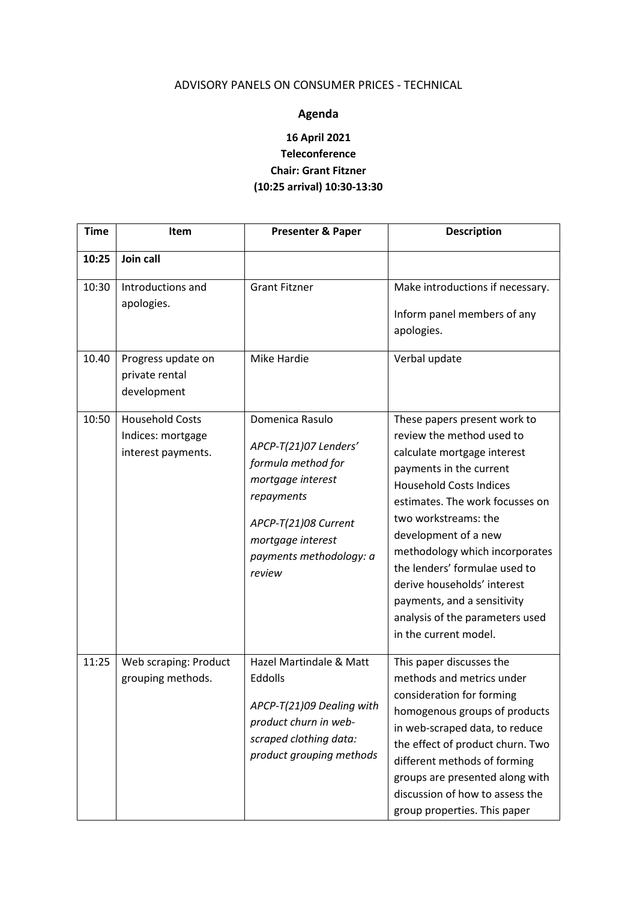ADVISORY PANELS ON CONSUMER PRICES - TECHNICAL

# Agenda

**16 April 2021**
**Teleconference**
**Chair: Grant Fitzner**
**(10:25 arrival) 10:30-13:30**

| Time | Item | Presenter & Paper | Description |
|---|---|---|---|
| **10:25** | **Join call** | | |
| 10:30 | Introductions and apologies. | Grant Fitzner | Make introductions if necessary.<br><br>Inform panel members of any apologies. |
| 10.40 | Progress update on private rental development | Mike Hardie | Verbal update |
| 10:50 | Household Costs Indices: mortgage interest payments. | Domenica Rasulo<br><br>*APCP-T(21)07 Lenders' formula method for mortgage interest repayments*<br><br>*APCP-T(21)08 Current mortgage interest payments methodology: a review* | These papers present work to review the method used to calculate mortgage interest payments in the current Household Costs Indices estimates. The work focusses on two workstreams: the development of a new methodology which incorporates the lenders' formulae used to derive households' interest payments, and a sensitivity analysis of the parameters used in the current model. |
| 11:25 | Web scraping: Product grouping methods. | Hazel Martindale & Matt Eddolls<br><br>*APCP-T(21)09 Dealing with product churn in web-scraped clothing data: product grouping methods* | This paper discusses the methods and metrics under consideration for forming homogenous groups of products in web-scraped data, to reduce the effect of product churn. Two different methods of forming groups are presented along with discussion of how to assess the group properties. This paper |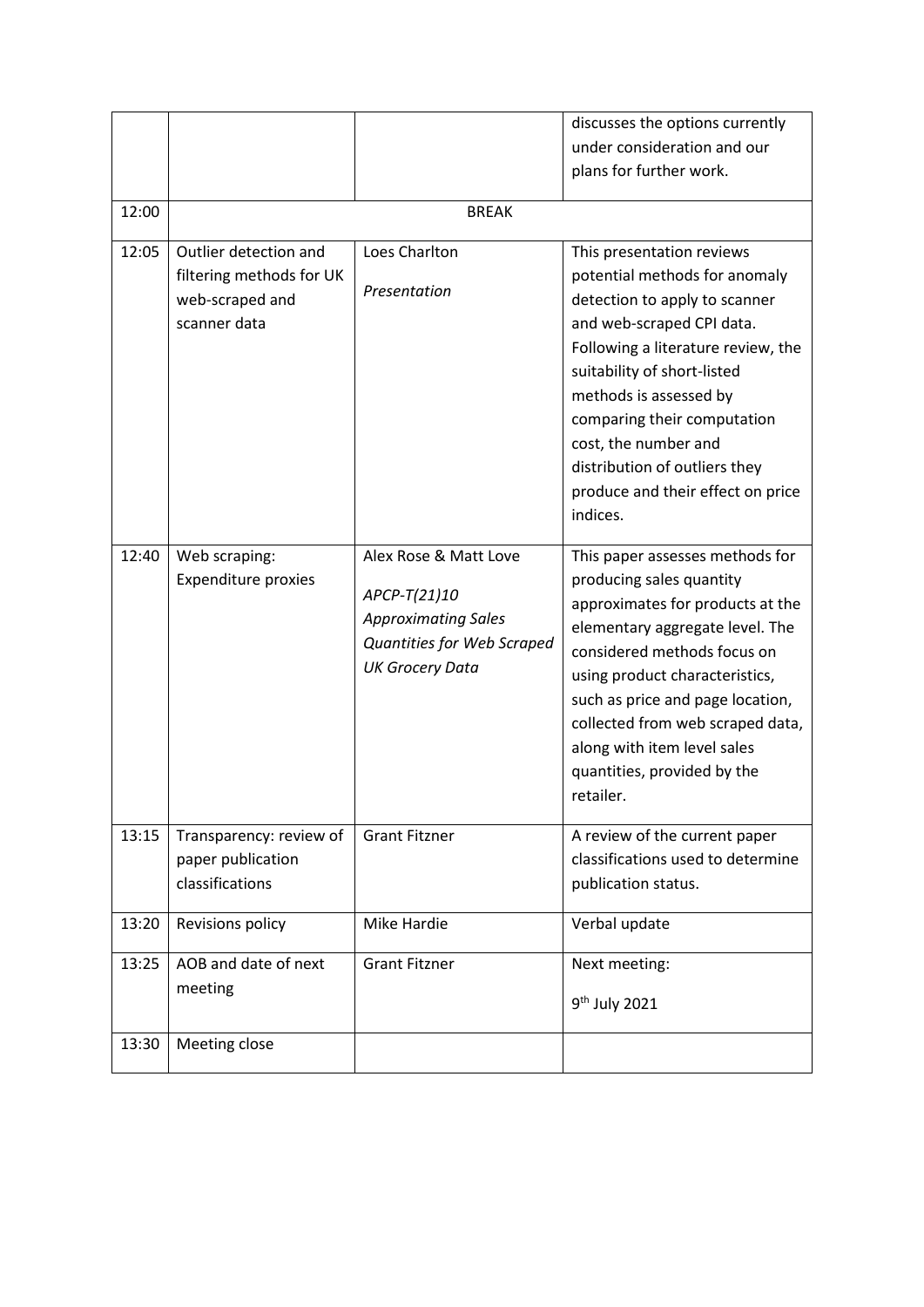| | | | |
|---|---|---|---|
| | | | discusses the options currently under consideration and our plans for further work. |
| 12:00 | BREAK | | |
| 12:05 | Outlier detection and filtering methods for UK web-scraped and scanner data | Loes Charlton<br><br>*Presentation* | This presentation reviews potential methods for anomaly detection to apply to scanner and web-scraped CPI data. Following a literature review, the suitability of short-listed methods is assessed by comparing their computation cost, the number and distribution of outliers they produce and their effect on price indices. |
| 12:40 | Web scraping: Expenditure proxies | Alex Rose & Matt Love<br><br>*APCP-T(21)10*<br>*Approximating Sales Quantities for Web Scraped UK Grocery Data* | This paper assesses methods for producing sales quantity approximates for products at the elementary aggregate level. The considered methods focus on using product characteristics, such as price and page location, collected from web scraped data, along with item level sales quantities, provided by the retailer. |
| 13:15 | Transparency: review of paper publication classifications | Grant Fitzner | A review of the current paper classifications used to determine publication status. |
| 13:20 | Revisions policy | Mike Hardie | Verbal update |
| 13:25 | AOB and date of next meeting | Grant Fitzner | Next meeting:<br><br>9th July 2021 |
| 13:30 | Meeting close | | |